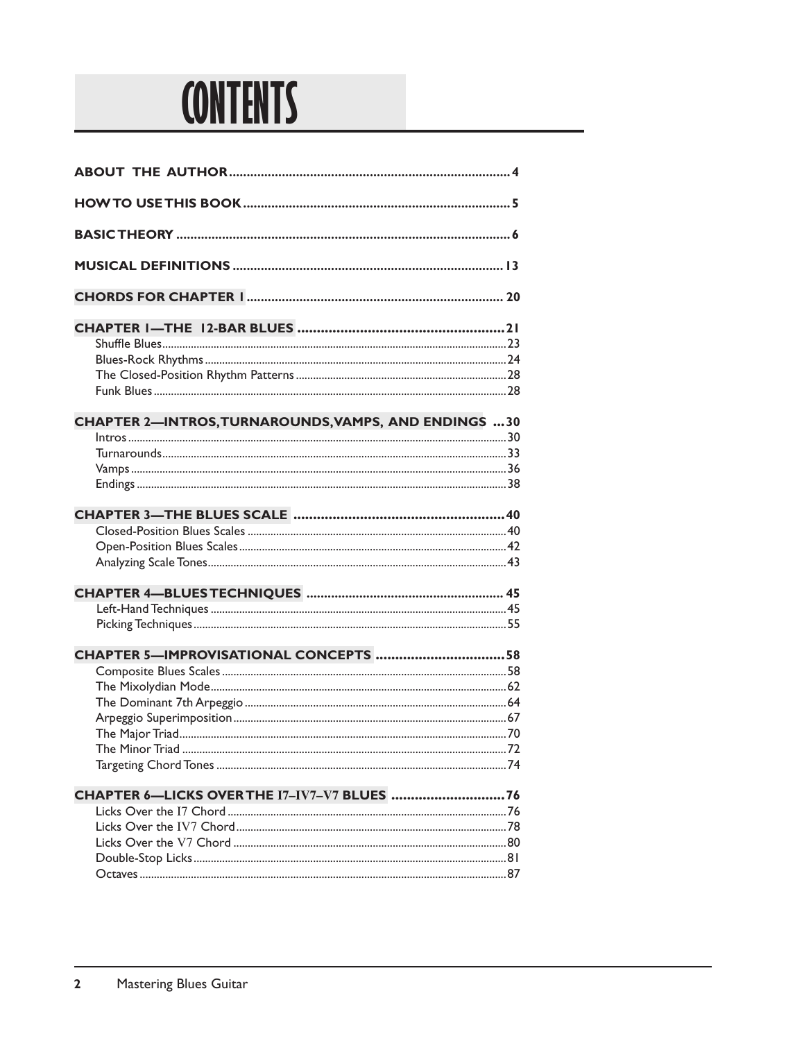# CONTENTS

**ABOUT THE AUTHOR** ........ 4

**HOW TO USE THIS BOOK** ........ 5

**BASIC THEORY** ........ 6

**MUSICAL DEFINITIONS** ........ 13

**CHORDS FOR CHAPTER 1** ........ 20

**CHAPTER 1—THE 12-BAR BLUES** ........ 21
- Shuffle Blues ........ 23
- Blues-Rock Rhythms ........ 24
- The Closed-Position Rhythm Patterns ........ 28
- Funk Blues ........ 28

**CHAPTER 2—INTROS, TURNAROUNDS, VAMPS, AND ENDINGS** ........ 30
- Intros ........ 30
- Turnarounds ........ 33
- Vamps ........ 36
- Endings ........ 38

**CHAPTER 3—THE BLUES SCALE** ........ 40
- Closed-Position Blues Scales ........ 40
- Open-Position Blues Scales ........ 42
- Analyzing Scale Tones ........ 43

**CHAPTER 4—BLUES TECHNIQUES** ........ 45
- Left-Hand Techniques ........ 45
- Picking Techniques ........ 55

**CHAPTER 5—IMPROVISATIONAL CONCEPTS** ........ 58
- Composite Blues Scales ........ 58
- The Mixolydian Mode ........ 62
- The Dominant 7th Arpeggio ........ 64
- Arpeggio Superimposition ........ 67
- The Major Triad ........ 70
- The Minor Triad ........ 72
- Targeting Chord Tones ........ 74

**CHAPTER 6—LICKS OVER THE I7–IV7–V7 BLUES** ........ 76
- Licks Over the I7 Chord ........ 76
- Licks Over the IV7 Chord ........ 78
- Licks Over the V7 Chord ........ 80
- Double-Stop Licks ........ 81
- Octaves ........ 87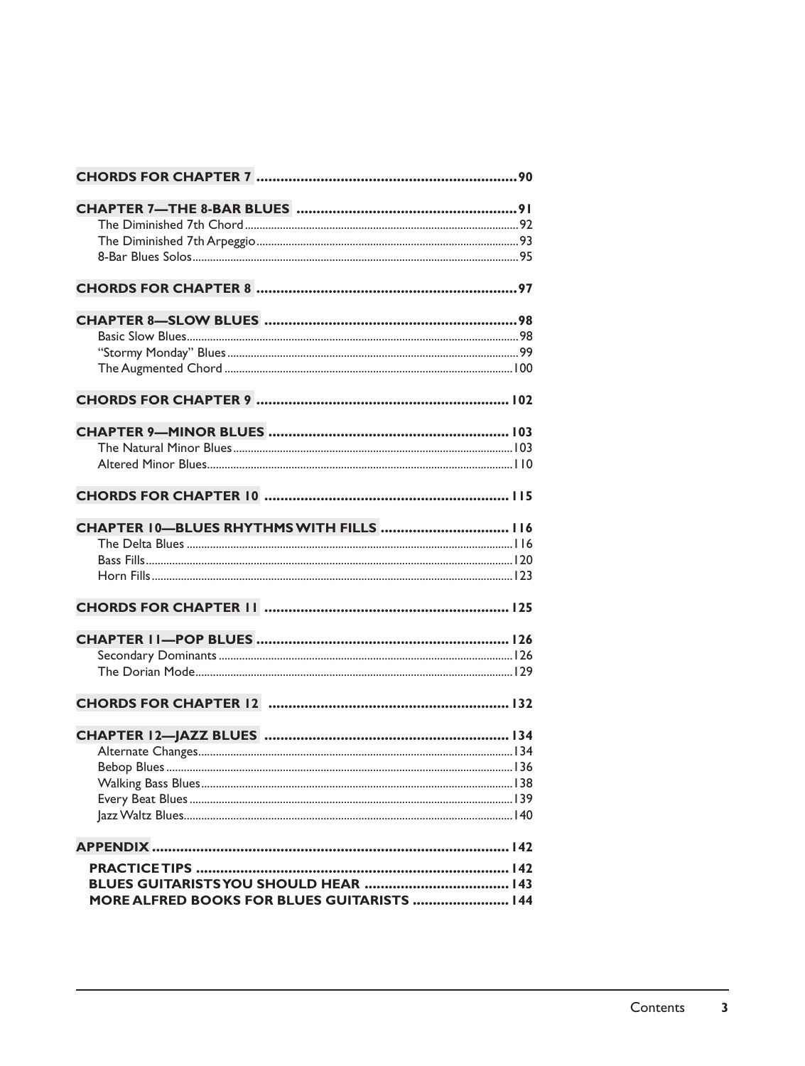**CHORDS FOR CHAPTER 7** ........ 90

**CHAPTER 7—THE 8-BAR BLUES** ........ 91
- The Diminished 7th Chord ........ 92
- The Diminished 7th Arpeggio ........ 93
- 8-Bar Blues Solos ........ 95

**CHORDS FOR CHAPTER 8** ........ 97

**CHAPTER 8—SLOW BLUES** ........ 98
- Basic Slow Blues ........ 98
- "Stormy Monday" Blues ........ 99
- The Augmented Chord ........ 100

**CHORDS FOR CHAPTER 9** ........ 102

**CHAPTER 9—MINOR BLUES** ........ 103
- The Natural Minor Blues ........ 103
- Altered Minor Blues ........ 110

**CHORDS FOR CHAPTER 10** ........ 115

**CHAPTER 10—BLUES RHYTHMS WITH FILLS** ........ 116
- The Delta Blues ........ 116
- Bass Fills ........ 120
- Horn Fills ........ 123

**CHORDS FOR CHAPTER 11** ........ 125

**CHAPTER 11—POP BLUES** ........ 126
- Secondary Dominants ........ 126
- The Dorian Mode ........ 129

**CHORDS FOR CHAPTER 12** ........ 132

**CHAPTER 12—JAZZ BLUES** ........ 134
- Alternate Changes ........ 134
- Bebop Blues ........ 136
- Walking Bass Blues ........ 138
- Every Beat Blues ........ 139
- Jazz Waltz Blues ........ 140

**APPENDIX** ........ 142

**PRACTICE TIPS** ........ 142
**BLUES GUITARISTS YOU SHOULD HEAR** ........ 143
**MORE ALFRED BOOKS FOR BLUES GUITARISTS** ........ 144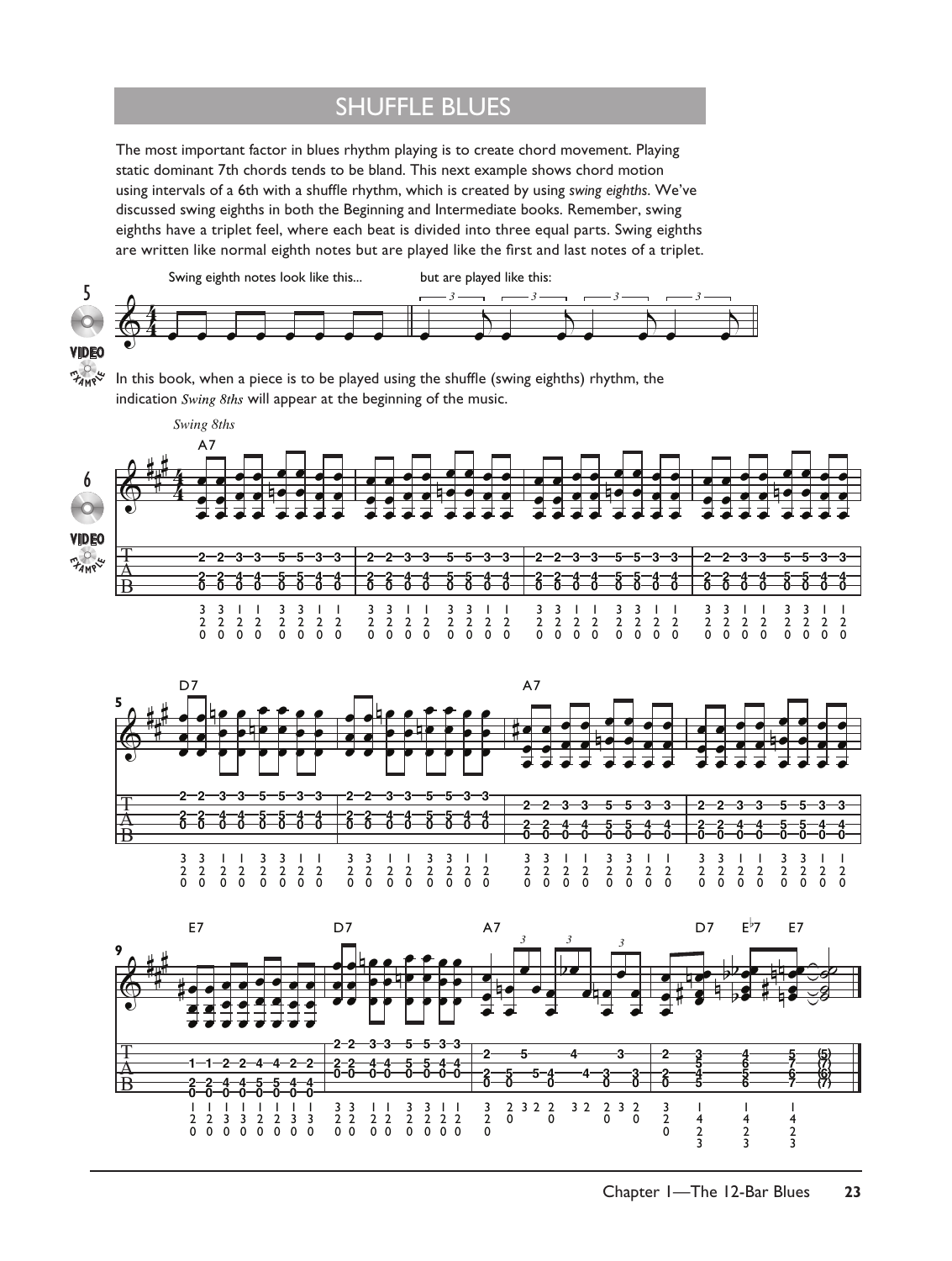## SHUFFLE BLUES

The most important factor in blues rhythm playing is to create chord movement. Playing static dominant 7th chords tends to be bland. This next example shows chord motion using intervals of a 6th with a shuffle rhythm, which is created by using *swing eighths*. We've discussed swing eighths in both the Beginning and Intermediate books. Remember, swing eighths have a triplet feel, where each beat is divided into three equal parts. Swing eighths are written like normal eighth notes but are played like the first and last notes of a triplet.

5

Swing eighth notes look like this... but are played like this:

In this book, when a piece is to be played using the shuffle (swing eighths) rhythm, the indication *Swing 8ths* will appear at the beginning of the music.

6

*Swing 8ths*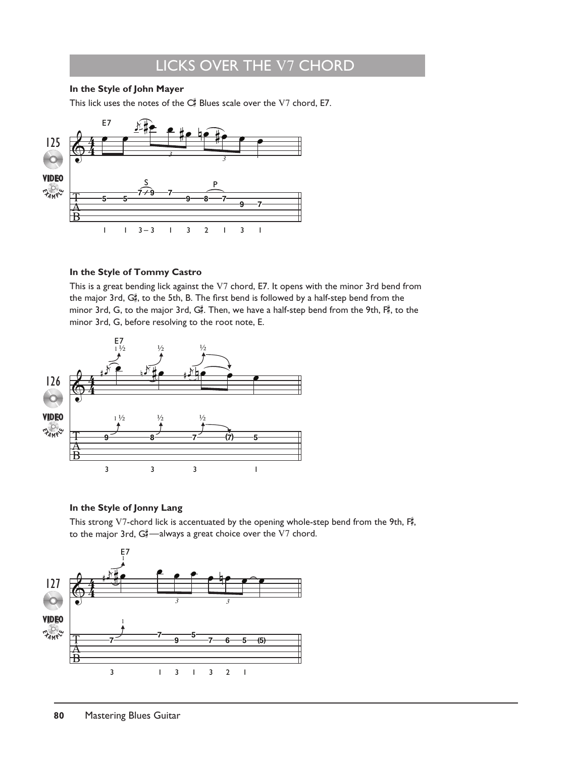# LICKS OVER THE V7 CHORD

**In the Style of John Mayer**

This lick uses the notes of the C♯ Blues scale over the V7 chord, E7.

**In the Style of Tommy Castro**

This is a great bending lick against the V7 chord, E7. It opens with the minor 3rd bend from the major 3rd, G♯, to the 5th, B. The first bend is followed by a half-step bend from the minor 3rd, G, to the major 3rd, G♯. Then, we have a half-step bend from the 9th, F♯, to the minor 3rd, G, before resolving to the root note, E.

**In the Style of Jonny Lang**

This strong V7-chord lick is accentuated by the opening whole-step bend from the 9th, F♯, to the major 3rd, G♯—always a great choice over the V7 chord.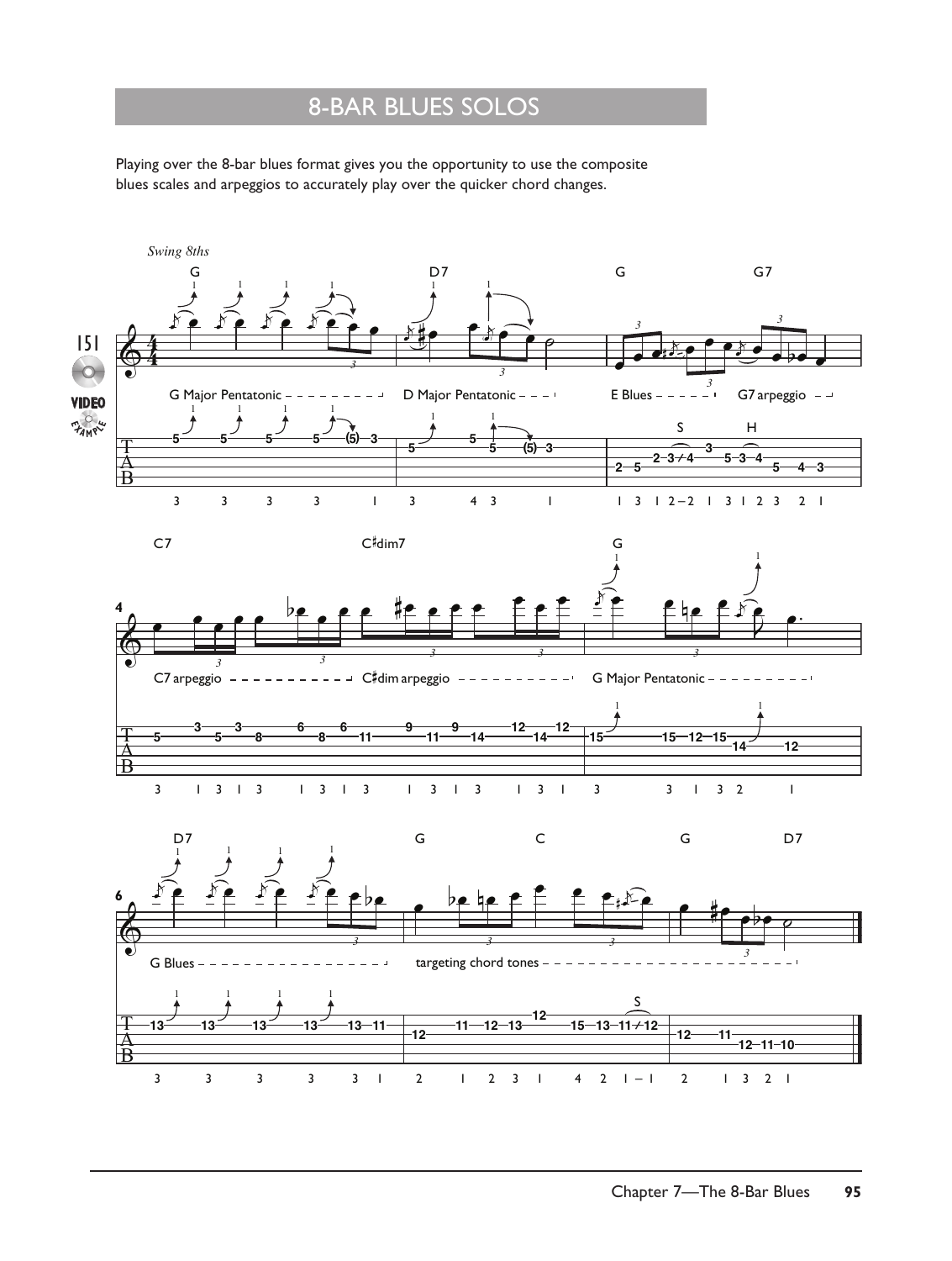# 8-BAR BLUES SOLOS

Playing over the 8-bar blues format gives you the opportunity to use the composite blues scales and arpeggios to accurately play over the quicker chord changes.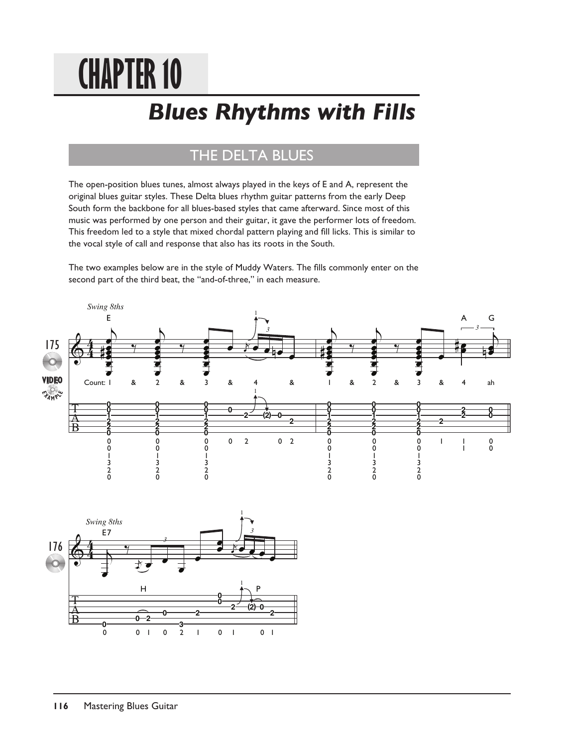# CHAPTER 10

## *Blues Rhythms with Fills*

### THE DELTA BLUES

The open-position blues tunes, almost always played in the keys of E and A, represent the original blues guitar styles. These Delta blues rhythm guitar patterns from the early Deep South form the backbone for all blues-based styles that came afterward. Since most of this music was performed by one person and their guitar, it gave the performer lots of freedom. This freedom led to a style that mixed chordal pattern playing and fill licks. This is similar to the vocal style of call and response that also has its roots in the South.

The two examples below are in the style of Muddy Waters. The fills commonly enter on the second part of the third beat, the "and-of-three," in each measure.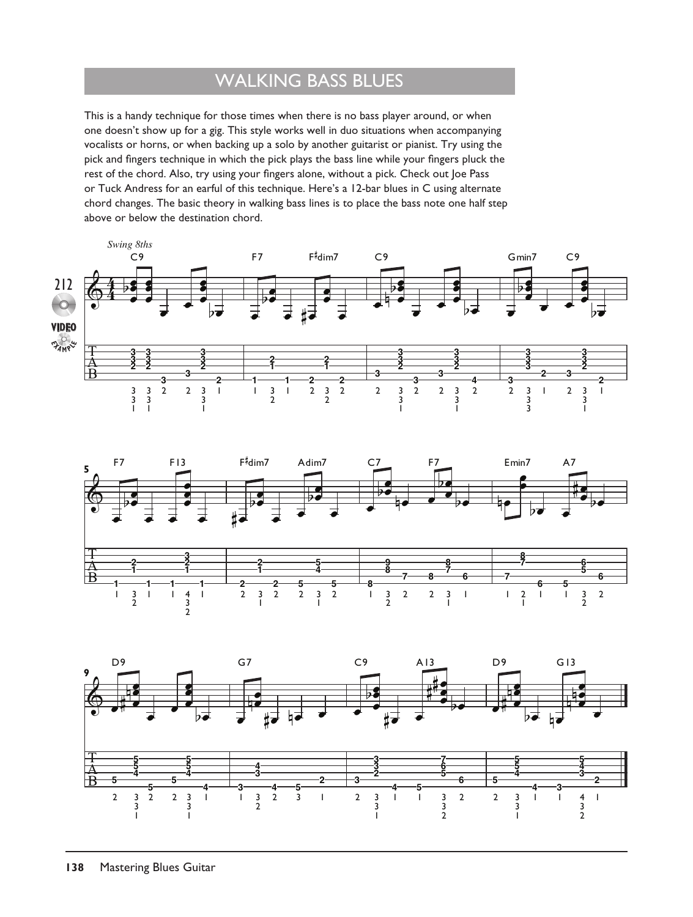## WALKING BASS BLUES

This is a handy technique for those times when there is no bass player around, or when one doesn't show up for a gig. This style works well in duo situations when accompanying vocalists or horns, or when backing up a solo by another guitarist or pianist. Try using the pick and fingers technique in which the pick plays the bass line while your fingers pluck the rest of the chord. Also, try using your fingers alone, without a pick. Check out Joe Pass or Tuck Andress for an earful of this technique. Here's a 12-bar blues in C using alternate chord changes. The basic theory in walking bass lines is to place the bass note one half step above or below the destination chord.